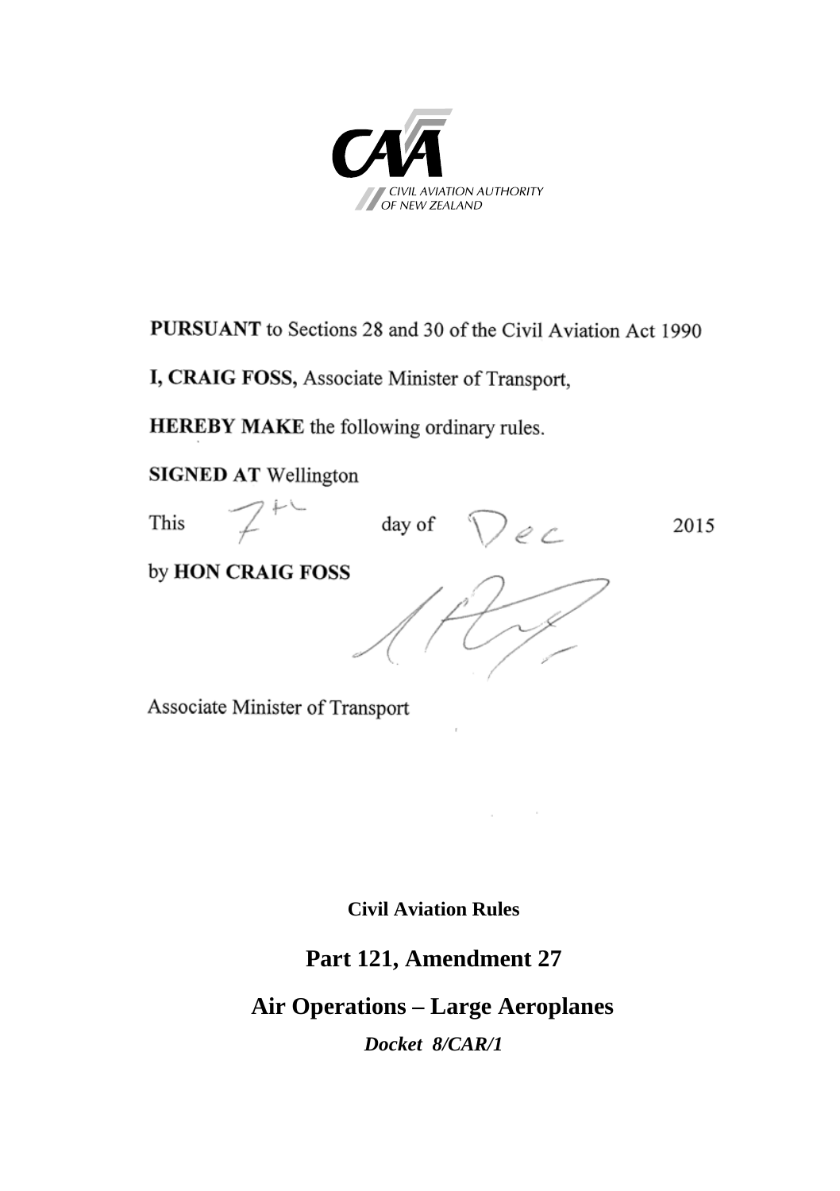CIVIL AVIATION AUTHORITY OF NEW ZEALAND

**PURSUANT** to Sections 28 and 30 of the Civil Aviation Act 1990

**I, CRAIG FOSS,** Associate Minister of Transport,

**HEREBY MAKE** the following ordinary rules.

**SIGNED AT** Wellington

This 7th day of Dec 2015

by **HON CRAIG FOSS**

Associate Minister of Transport

**Civil Aviation Rules**

# Part 121, Amendment 27

# Air Operations – Large Aeroplanes

***Docket 8/CAR/1***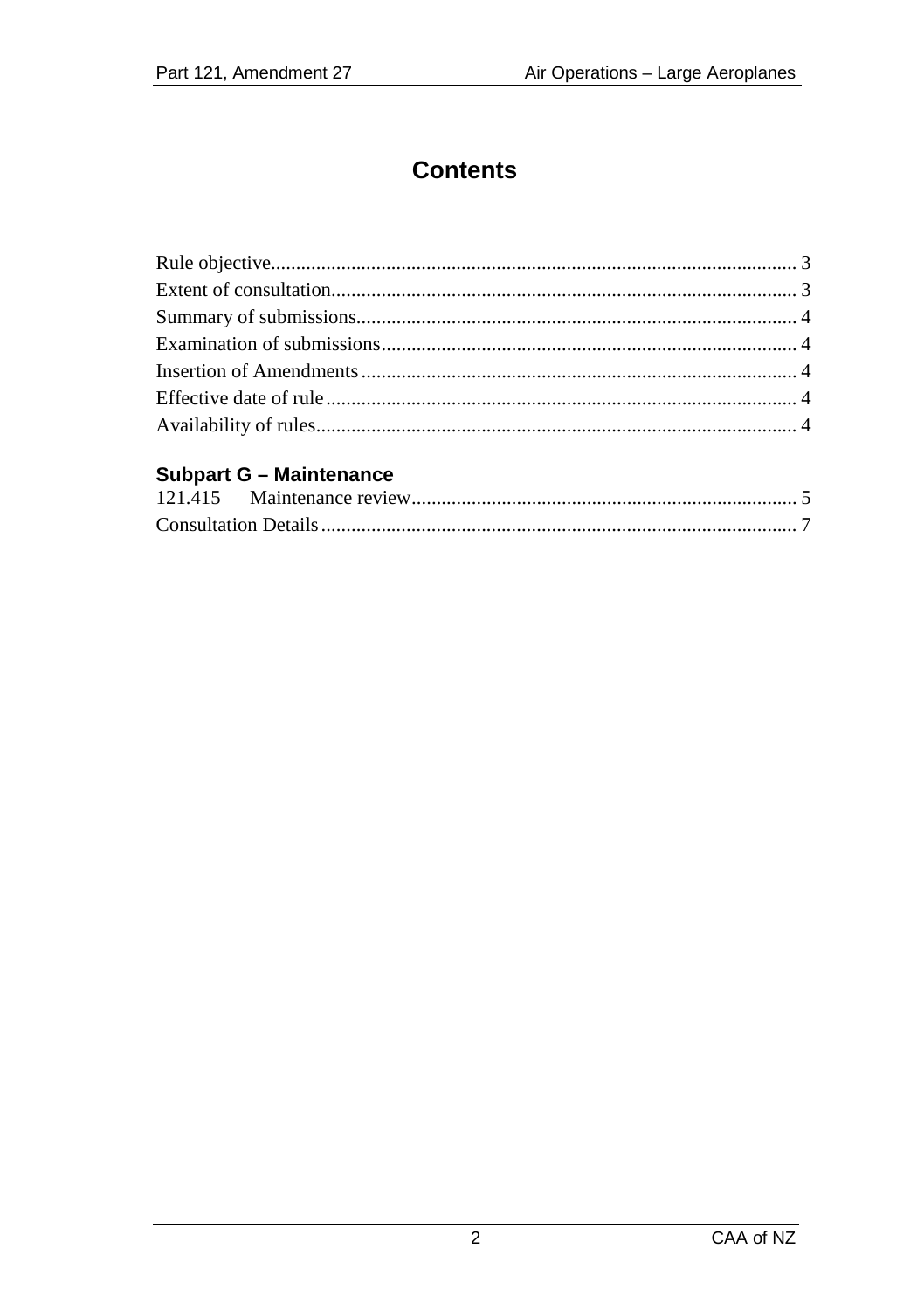# Contents

Rule objective........................................................................................................ 3
Extent of consultation............................................................................................ 3
Summary of submissions....................................................................................... 4
Examination of submissions.................................................................................. 4
Insertion of Amendments...................................................................................... 4
Effective date of rule............................................................................................. 4
Availability of rules............................................................................................... 4

## Subpart G – Maintenance

121.415 Maintenance review............................................................................ 5
Consultation Details.............................................................................................. 7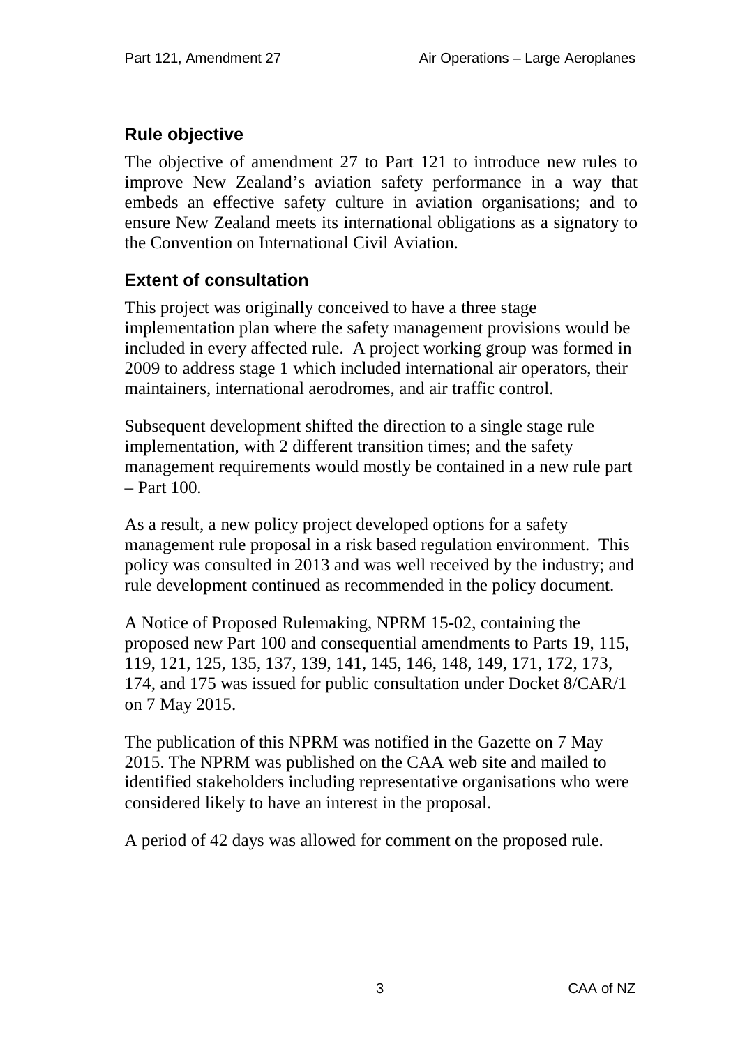## Rule objective

The objective of amendment 27 to Part 121 to introduce new rules to improve New Zealand's aviation safety performance in a way that embeds an effective safety culture in aviation organisations; and to ensure New Zealand meets its international obligations as a signatory to the Convention on International Civil Aviation.

## Extent of consultation

This project was originally conceived to have a three stage implementation plan where the safety management provisions would be included in every affected rule. A project working group was formed in 2009 to address stage 1 which included international air operators, their maintainers, international aerodromes, and air traffic control.

Subsequent development shifted the direction to a single stage rule implementation, with 2 different transition times; and the safety management requirements would mostly be contained in a new rule part – Part 100.

As a result, a new policy project developed options for a safety management rule proposal in a risk based regulation environment. This policy was consulted in 2013 and was well received by the industry; and rule development continued as recommended in the policy document.

A Notice of Proposed Rulemaking, NPRM 15-02, containing the proposed new Part 100 and consequential amendments to Parts 19, 115, 119, 121, 125, 135, 137, 139, 141, 145, 146, 148, 149, 171, 172, 173, 174, and 175 was issued for public consultation under Docket 8/CAR/1 on 7 May 2015.

The publication of this NPRM was notified in the Gazette on 7 May 2015. The NPRM was published on the CAA web site and mailed to identified stakeholders including representative organisations who were considered likely to have an interest in the proposal.

A period of 42 days was allowed for comment on the proposed rule.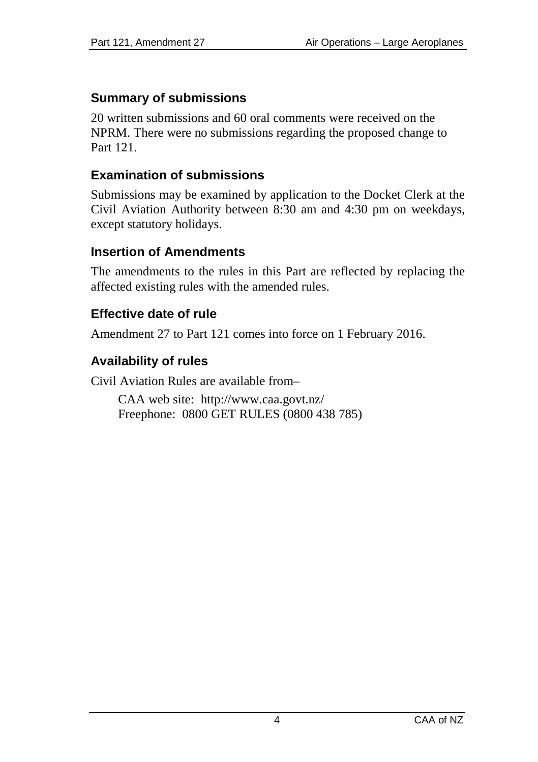## Summary of submissions

20 written submissions and 60 oral comments were received on the NPRM. There were no submissions regarding the proposed change to Part 121.

## Examination of submissions

Submissions may be examined by application to the Docket Clerk at the Civil Aviation Authority between 8:30 am and 4:30 pm on weekdays, except statutory holidays.

## Insertion of Amendments

The amendments to the rules in this Part are reflected by replacing the affected existing rules with the amended rules.

## Effective date of rule

Amendment 27 to Part 121 comes into force on 1 February 2016.

## Availability of rules

Civil Aviation Rules are available from–

CAA web site: http://www.caa.govt.nz/
Freephone: 0800 GET RULES (0800 438 785)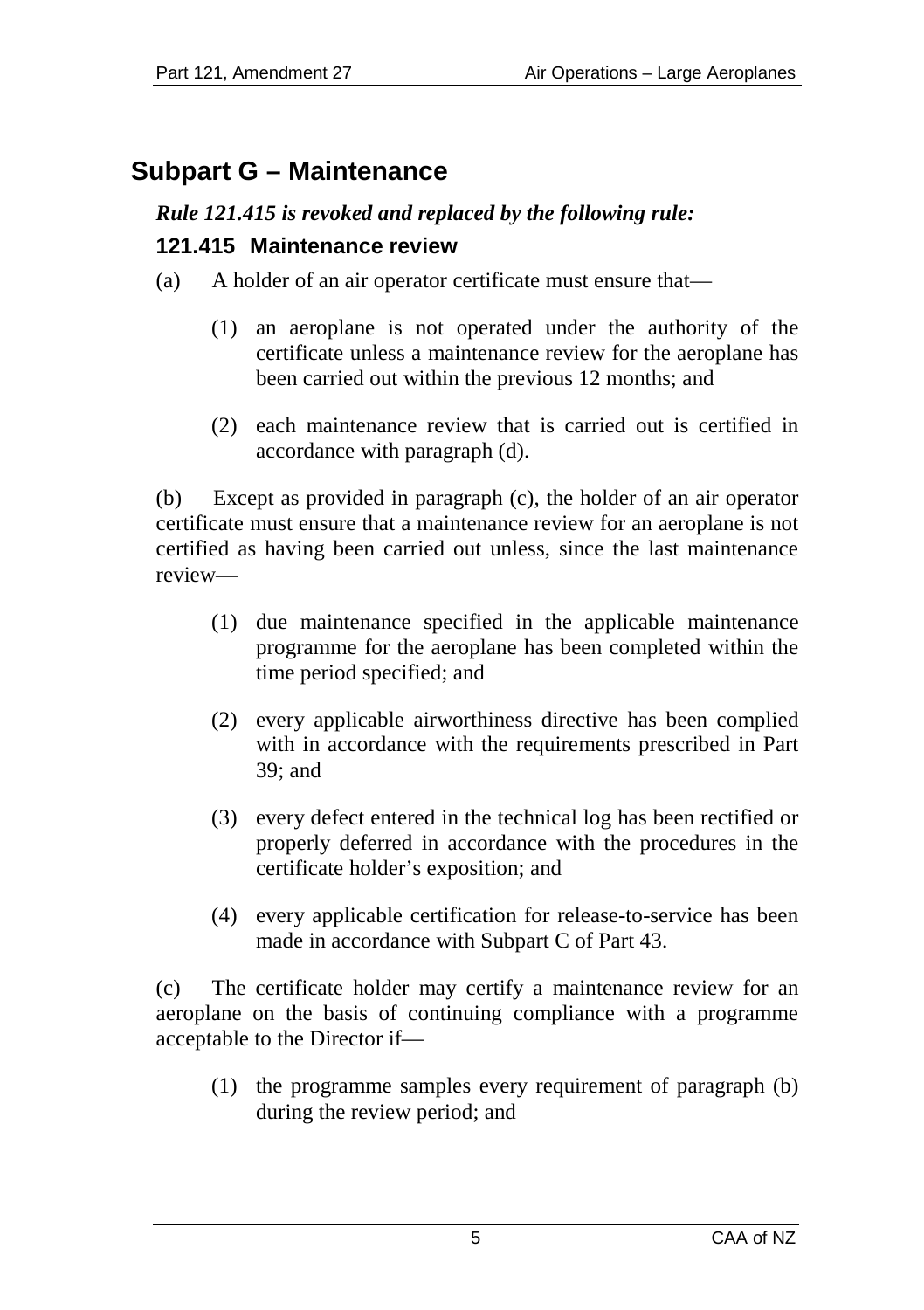# Subpart G – Maintenance

***Rule 121.415 is revoked and replaced by the following rule:***

### 121.415 Maintenance review

(a) A holder of an air operator certificate must ensure that—

(1) an aeroplane is not operated under the authority of the certificate unless a maintenance review for the aeroplane has been carried out within the previous 12 months; and

(2) each maintenance review that is carried out is certified in accordance with paragraph (d).

(b) Except as provided in paragraph (c), the holder of an air operator certificate must ensure that a maintenance review for an aeroplane is not certified as having been carried out unless, since the last maintenance review—

(1) due maintenance specified in the applicable maintenance programme for the aeroplane has been completed within the time period specified; and

(2) every applicable airworthiness directive has been complied with in accordance with the requirements prescribed in Part 39; and

(3) every defect entered in the technical log has been rectified or properly deferred in accordance with the procedures in the certificate holder's exposition; and

(4) every applicable certification for release-to-service has been made in accordance with Subpart C of Part 43.

(c) The certificate holder may certify a maintenance review for an aeroplane on the basis of continuing compliance with a programme acceptable to the Director if—

(1) the programme samples every requirement of paragraph (b) during the review period; and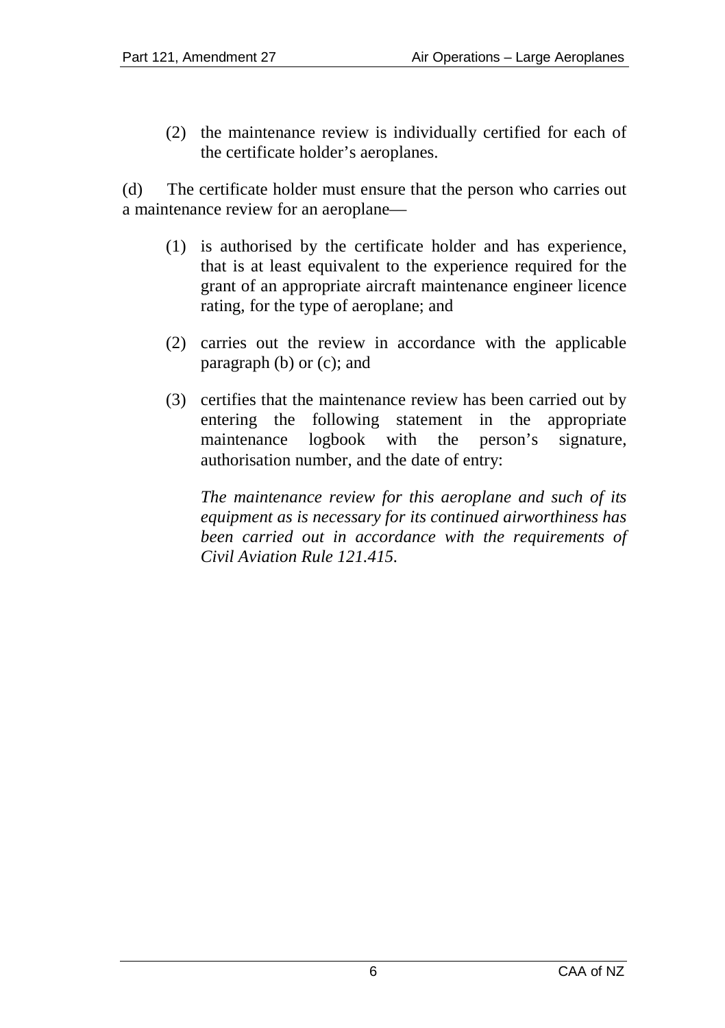(2) the maintenance review is individually certified for each of the certificate holder's aeroplanes.

(d) The certificate holder must ensure that the person who carries out a maintenance review for an aeroplane—

(1) is authorised by the certificate holder and has experience, that is at least equivalent to the experience required for the grant of an appropriate aircraft maintenance engineer licence rating, for the type of aeroplane; and

(2) carries out the review in accordance with the applicable paragraph (b) or (c); and

(3) certifies that the maintenance review has been carried out by entering the following statement in the appropriate maintenance logbook with the person's signature, authorisation number, and the date of entry:

*The maintenance review for this aeroplane and such of its equipment as is necessary for its continued airworthiness has been carried out in accordance with the requirements of Civil Aviation Rule 121.415.*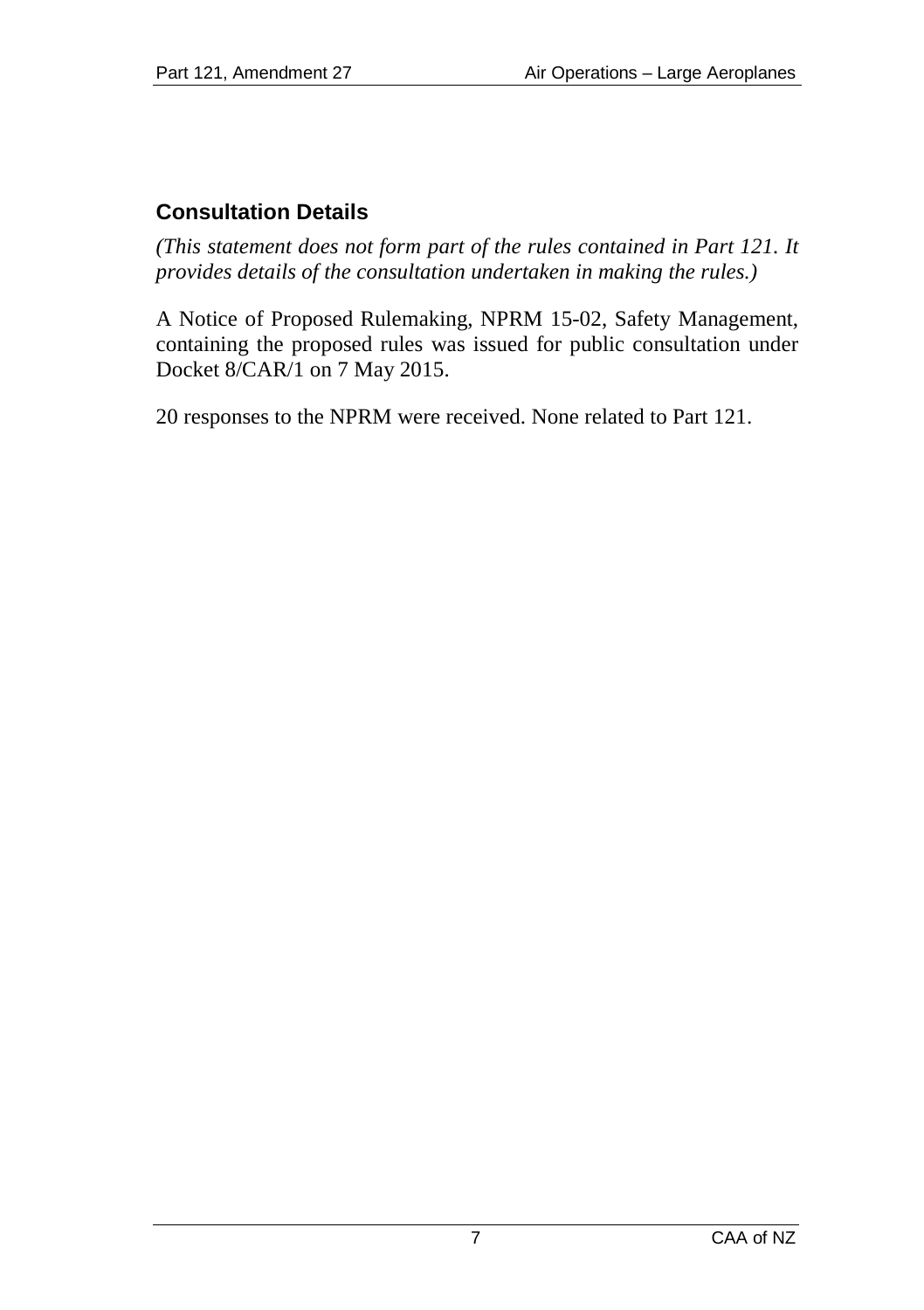## Consultation Details

*(This statement does not form part of the rules contained in Part 121. It provides details of the consultation undertaken in making the rules.)*

A Notice of Proposed Rulemaking, NPRM 15-02, Safety Management, containing the proposed rules was issued for public consultation under Docket 8/CAR/1 on 7 May 2015.

20 responses to the NPRM were received. None related to Part 121.